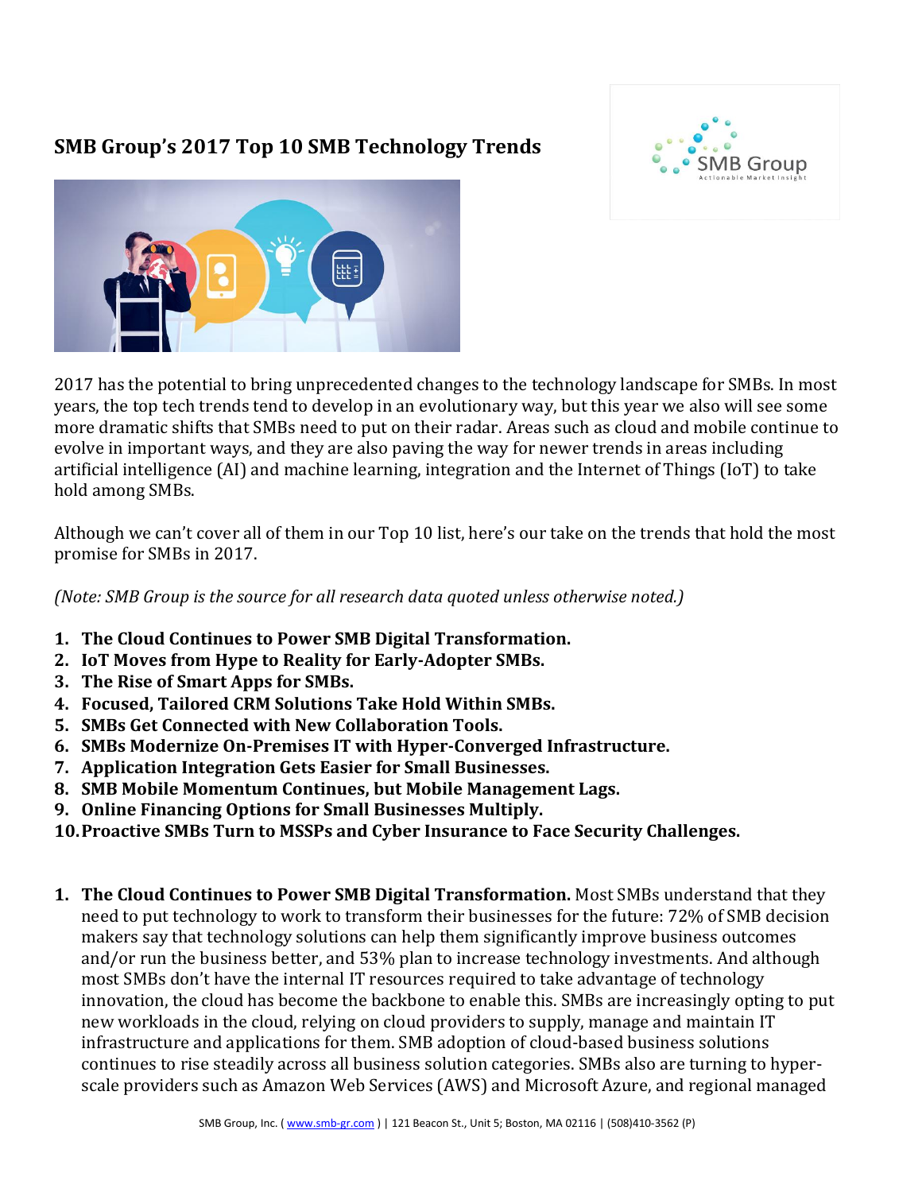# SMB Group's 2017 Top 10 SMB Technology Trends

2017 has the potential to bring unprecedented changes to the technology landscape for SMBs. In most years, the top tech trends tend to develop in an evolutionary way, but this year we also will see some more dramatic shifts that SMBs need to put on their radar. Areas such as cloud and mobile continue to evolve in important ways, and they are also paving the way for newer trends in areas including artificial intelligence (AI) and machine learning, integration and the Internet of Things (IoT) to take hold among SMBs.

Although we can't cover all of them in our Top 10 list, here's our take on the trends that hold the most promise for SMBs in 2017.

*(Note: SMB Group is the source for all research data quoted unless otherwise noted.)*

1. **The Cloud Continues to Power SMB Digital Transformation.**
2. **IoT Moves from Hype to Reality for Early-Adopter SMBs.**
3. **The Rise of Smart Apps for SMBs.**
4. **Focused, Tailored CRM Solutions Take Hold Within SMBs.**
5. **SMBs Get Connected with New Collaboration Tools.**
6. **SMBs Modernize On-Premises IT with Hyper-Converged Infrastructure.**
7. **Application Integration Gets Easier for Small Businesses.**
8. **SMB Mobile Momentum Continues, but Mobile Management Lags.**
9. **Online Financing Options for Small Businesses Multiply.**
10. **Proactive SMBs Turn to MSSPs and Cyber Insurance to Face Security Challenges.**

1. **The Cloud Continues to Power SMB Digital Transformation.** Most SMBs understand that they need to put technology to work to transform their businesses for the future: 72% of SMB decision makers say that technology solutions can help them significantly improve business outcomes and/or run the business better, and 53% plan to increase technology investments. And although most SMBs don't have the internal IT resources required to take advantage of technology innovation, the cloud has become the backbone to enable this. SMBs are increasingly opting to put new workloads in the cloud, relying on cloud providers to supply, manage and maintain IT infrastructure and applications for them. SMB adoption of cloud-based business solutions continues to rise steadily across all business solution categories. SMBs also are turning to hyper-scale providers such as Amazon Web Services (AWS) and Microsoft Azure, and regional managed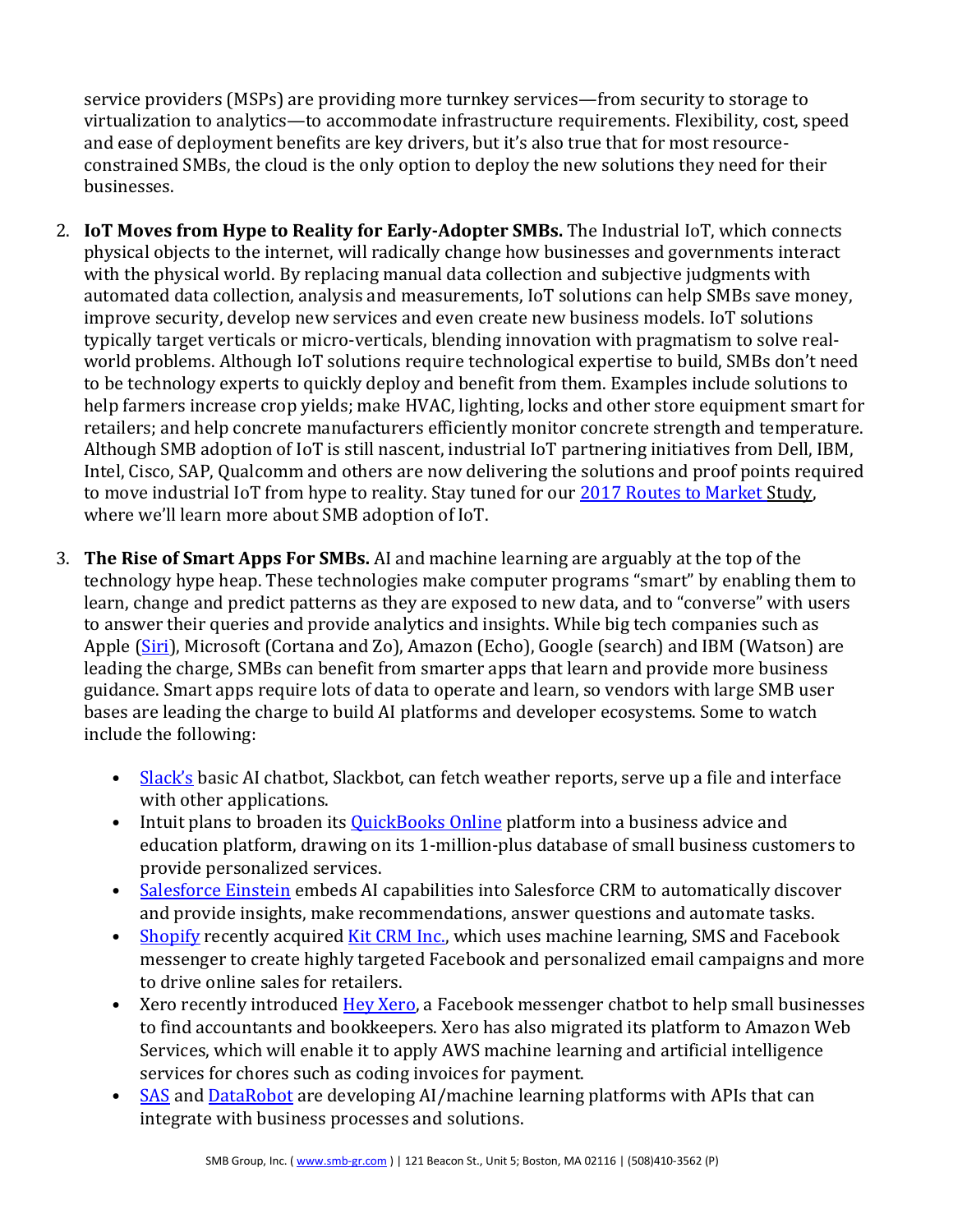service providers (MSPs) are providing more turnkey services—from security to storage to virtualization to analytics—to accommodate infrastructure requirements. Flexibility, cost, speed and ease of deployment benefits are key drivers, but it's also true that for most resource-constrained SMBs, the cloud is the only option to deploy the new solutions they need for their businesses.

2. **IoT Moves from Hype to Reality for Early-Adopter SMBs.** The Industrial IoT, which connects physical objects to the internet, will radically change how businesses and governments interact with the physical world. By replacing manual data collection and subjective judgments with automated data collection, analysis and measurements, IoT solutions can help SMBs save money, improve security, develop new services and even create new business models. IoT solutions typically target verticals or micro-verticals, blending innovation with pragmatism to solve real-world problems. Although IoT solutions require technological expertise to build, SMBs don't need to be technology experts to quickly deploy and benefit from them. Examples include solutions to help farmers increase crop yields; make HVAC, lighting, locks and other store equipment smart for retailers; and help concrete manufacturers efficiently monitor concrete strength and temperature. Although SMB adoption of IoT is still nascent, industrial IoT partnering initiatives from Dell, IBM, Intel, Cisco, SAP, Qualcomm and others are now delivering the solutions and proof points required to move industrial IoT from hype to reality. Stay tuned for our 2017 Routes to Market Study, where we'll learn more about SMB adoption of IoT.

3. **The Rise of Smart Apps For SMBs.** AI and machine learning are arguably at the top of the technology hype heap. These technologies make computer programs "smart" by enabling them to learn, change and predict patterns as they are exposed to new data, and to "converse" with users to answer their queries and provide analytics and insights. While big tech companies such as Apple (Siri), Microsoft (Cortana and Zo), Amazon (Echo), Google (search) and IBM (Watson) are leading the charge, SMBs can benefit from smarter apps that learn and provide more business guidance. Smart apps require lots of data to operate and learn, so vendors with large SMB user bases are leading the charge to build AI platforms and developer ecosystems. Some to watch include the following:

   - Slack's basic AI chatbot, Slackbot, can fetch weather reports, serve up a file and interface with other applications.
   - Intuit plans to broaden its QuickBooks Online platform into a business advice and education platform, drawing on its 1-million-plus database of small business customers to provide personalized services.
   - Salesforce Einstein embeds AI capabilities into Salesforce CRM to automatically discover and provide insights, make recommendations, answer questions and automate tasks.
   - Shopify recently acquired Kit CRM Inc., which uses machine learning, SMS and Facebook messenger to create highly targeted Facebook and personalized email campaigns and more to drive online sales for retailers.
   - Xero recently introduced Hey Xero, a Facebook messenger chatbot to help small businesses to find accountants and bookkeepers. Xero has also migrated its platform to Amazon Web Services, which will enable it to apply AWS machine learning and artificial intelligence services for chores such as coding invoices for payment.
   - SAS and DataRobot are developing AI/machine learning platforms with APIs that can integrate with business processes and solutions.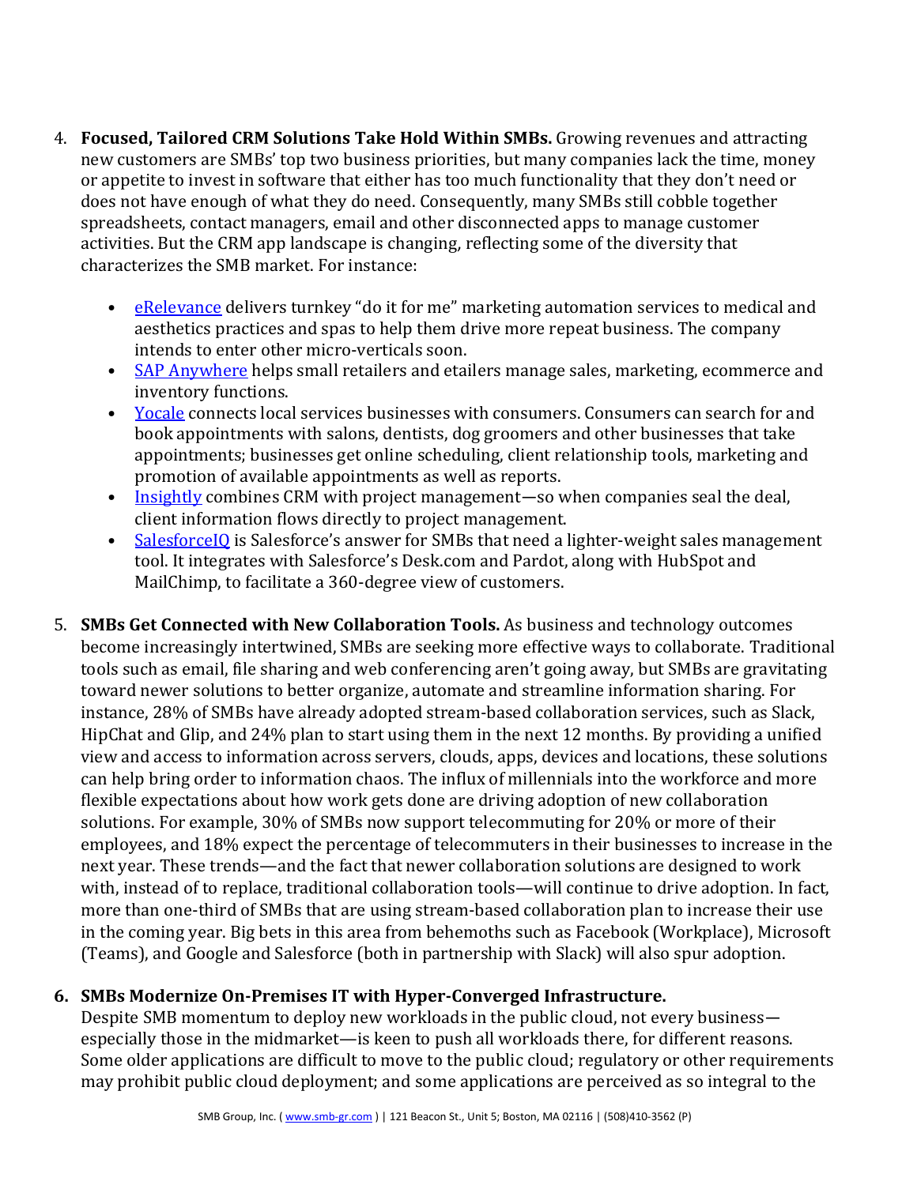4. **Focused, Tailored CRM Solutions Take Hold Within SMBs.** Growing revenues and attracting new customers are SMBs' top two business priorities, but many companies lack the time, money or appetite to invest in software that either has too much functionality that they don't need or does not have enough of what they do need. Consequently, many SMBs still cobble together spreadsheets, contact managers, email and other disconnected apps to manage customer activities. But the CRM app landscape is changing, reflecting some of the diversity that characterizes the SMB market. For instance:

   - eRelevance delivers turnkey "do it for me" marketing automation services to medical and aesthetics practices and spas to help them drive more repeat business. The company intends to enter other micro-verticals soon.
   - SAP Anywhere helps small retailers and etailers manage sales, marketing, ecommerce and inventory functions.
   - Yocale connects local services businesses with consumers. Consumers can search for and book appointments with salons, dentists, dog groomers and other businesses that take appointments; businesses get online scheduling, client relationship tools, marketing and promotion of available appointments as well as reports.
   - Insightly combines CRM with project management—so when companies seal the deal, client information flows directly to project management.
   - SalesforceIQ is Salesforce's answer for SMBs that need a lighter-weight sales management tool. It integrates with Salesforce's Desk.com and Pardot, along with HubSpot and MailChimp, to facilitate a 360-degree view of customers.

5. **SMBs Get Connected with New Collaboration Tools.** As business and technology outcomes become increasingly intertwined, SMBs are seeking more effective ways to collaborate. Traditional tools such as email, file sharing and web conferencing aren't going away, but SMBs are gravitating toward newer solutions to better organize, automate and streamline information sharing. For instance, 28% of SMBs have already adopted stream-based collaboration services, such as Slack, HipChat and Glip, and 24% plan to start using them in the next 12 months. By providing a unified view and access to information across servers, clouds, apps, devices and locations, these solutions can help bring order to information chaos. The influx of millennials into the workforce and more flexible expectations about how work gets done are driving adoption of new collaboration solutions. For example, 30% of SMBs now support telecommuting for 20% or more of their employees, and 18% expect the percentage of telecommuters in their businesses to increase in the next year. These trends—and the fact that newer collaboration solutions are designed to work with, instead of to replace, traditional collaboration tools—will continue to drive adoption. In fact, more than one-third of SMBs that are using stream-based collaboration plan to increase their use in the coming year. Big bets in this area from behemoths such as Facebook (Workplace), Microsoft (Teams), and Google and Salesforce (both in partnership with Slack) will also spur adoption.

6. **SMBs Modernize On-Premises IT with Hyper-Converged Infrastructure.**
   Despite SMB momentum to deploy new workloads in the public cloud, not every business—especially those in the midmarket—is keen to push all workloads there, for different reasons. Some older applications are difficult to move to the public cloud; regulatory or other requirements may prohibit public cloud deployment; and some applications are perceived as so integral to the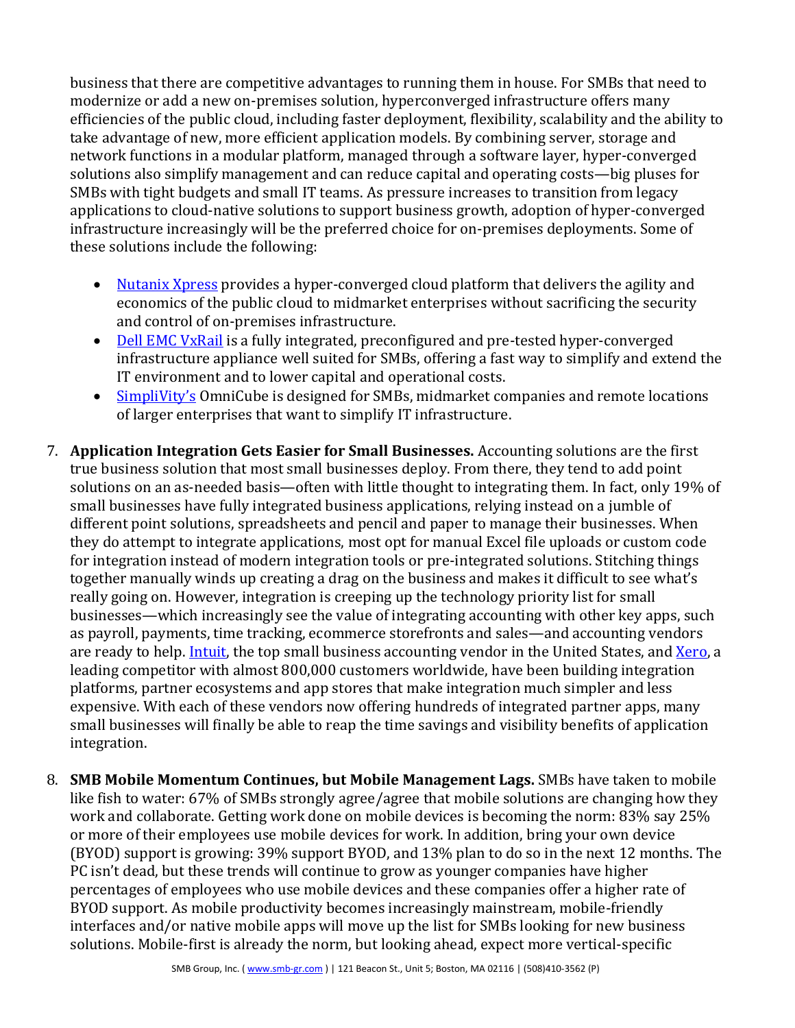business that there are competitive advantages to running them in house. For SMBs that need to modernize or add a new on-premises solution, hyperconverged infrastructure offers many efficiencies of the public cloud, including faster deployment, flexibility, scalability and the ability to take advantage of new, more efficient application models. By combining server, storage and network functions in a modular platform, managed through a software layer, hyper-converged solutions also simplify management and can reduce capital and operating costs—big pluses for SMBs with tight budgets and small IT teams. As pressure increases to transition from legacy applications to cloud-native solutions to support business growth, adoption of hyper-converged infrastructure increasingly will be the preferred choice for on-premises deployments. Some of these solutions include the following:

- Nutanix Xpress provides a hyper-converged cloud platform that delivers the agility and economics of the public cloud to midmarket enterprises without sacrificing the security and control of on-premises infrastructure.
- Dell EMC VxRail is a fully integrated, preconfigured and pre-tested hyper-converged infrastructure appliance well suited for SMBs, offering a fast way to simplify and extend the IT environment and to lower capital and operational costs.
- SimpliVity's OmniCube is designed for SMBs, midmarket companies and remote locations of larger enterprises that want to simplify IT infrastructure.

7. **Application Integration Gets Easier for Small Businesses.** Accounting solutions are the first true business solution that most small businesses deploy. From there, they tend to add point solutions on an as-needed basis—often with little thought to integrating them. In fact, only 19% of small businesses have fully integrated business applications, relying instead on a jumble of different point solutions, spreadsheets and pencil and paper to manage their businesses. When they do attempt to integrate applications, most opt for manual Excel file uploads or custom code for integration instead of modern integration tools or pre-integrated solutions. Stitching things together manually winds up creating a drag on the business and makes it difficult to see what's really going on. However, integration is creeping up the technology priority list for small businesses—which increasingly see the value of integrating accounting with other key apps, such as payroll, payments, time tracking, ecommerce storefronts and sales—and accounting vendors are ready to help. Intuit, the top small business accounting vendor in the United States, and Xero, a leading competitor with almost 800,000 customers worldwide, have been building integration platforms, partner ecosystems and app stores that make integration much simpler and less expensive. With each of these vendors now offering hundreds of integrated partner apps, many small businesses will finally be able to reap the time savings and visibility benefits of application integration.

8. **SMB Mobile Momentum Continues, but Mobile Management Lags.** SMBs have taken to mobile like fish to water: 67% of SMBs strongly agree/agree that mobile solutions are changing how they work and collaborate. Getting work done on mobile devices is becoming the norm: 83% say 25% or more of their employees use mobile devices for work. In addition, bring your own device (BYOD) support is growing: 39% support BYOD, and 13% plan to do so in the next 12 months. The PC isn't dead, but these trends will continue to grow as younger companies have higher percentages of employees who use mobile devices and these companies offer a higher rate of BYOD support. As mobile productivity becomes increasingly mainstream, mobile-friendly interfaces and/or native mobile apps will move up the list for SMBs looking for new business solutions. Mobile-first is already the norm, but looking ahead, expect more vertical-specific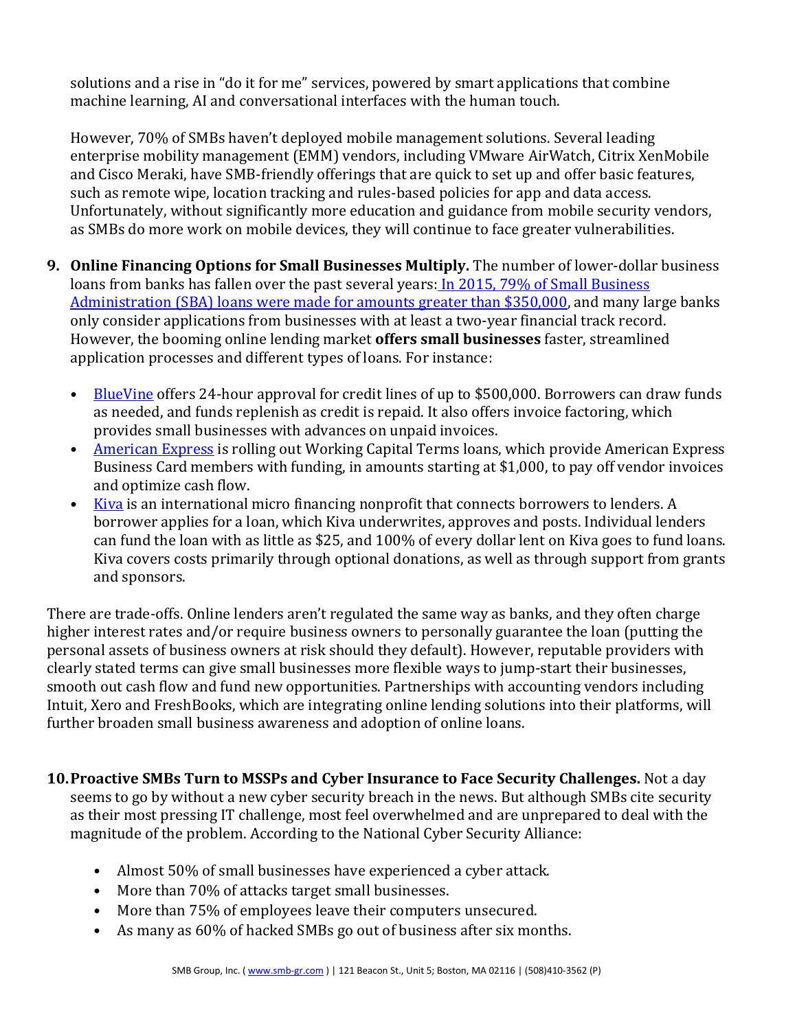solutions and a rise in "do it for me" services, powered by smart applications that combine machine learning, AI and conversational interfaces with the human touch.

However, 70% of SMBs haven't deployed mobile management solutions. Several leading enterprise mobility management (EMM) vendors, including VMware AirWatch, Citrix XenMobile and Cisco Meraki, have SMB-friendly offerings that are quick to set up and offer basic features, such as remote wipe, location tracking and rules-based policies for app and data access. Unfortunately, without significantly more education and guidance from mobile security vendors, as SMBs do more work on mobile devices, they will continue to face greater vulnerabilities.

9. **Online Financing Options for Small Businesses Multiply.** The number of lower-dollar business loans from banks has fallen over the past several years: In 2015, 79% of Small Business Administration (SBA) loans were made for amounts greater than $350,000, and many large banks only consider applications from businesses with at least a two-year financial track record. However, the booming online lending market **offers small businesses** faster, streamlined application processes and different types of loans. For instance:

   - BlueVine offers 24-hour approval for credit lines of up to $500,000. Borrowers can draw funds as needed, and funds replenish as credit is repaid. It also offers invoice factoring, which provides small businesses with advances on unpaid invoices.
   - American Express is rolling out Working Capital Terms loans, which provide American Express Business Card members with funding, in amounts starting at $1,000, to pay off vendor invoices and optimize cash flow.
   - Kiva is an international micro financing nonprofit that connects borrowers to lenders. A borrower applies for a loan, which Kiva underwrites, approves and posts. Individual lenders can fund the loan with as little as $25, and 100% of every dollar lent on Kiva goes to fund loans. Kiva covers costs primarily through optional donations, as well as through support from grants and sponsors.

There are trade-offs. Online lenders aren't regulated the same way as banks, and they often charge higher interest rates and/or require business owners to personally guarantee the loan (putting the personal assets of business owners at risk should they default). However, reputable providers with clearly stated terms can give small businesses more flexible ways to jump-start their businesses, smooth out cash flow and fund new opportunities. Partnerships with accounting vendors including Intuit, Xero and FreshBooks, which are integrating online lending solutions into their platforms, will further broaden small business awareness and adoption of online loans.

10. **Proactive SMBs Turn to MSSPs and Cyber Insurance to Face Security Challenges.** Not a day seems to go by without a new cyber security breach in the news. But although SMBs cite security as their most pressing IT challenge, most feel overwhelmed and are unprepared to deal with the magnitude of the problem. According to the National Cyber Security Alliance:

    - Almost 50% of small businesses have experienced a cyber attack.
    - More than 70% of attacks target small businesses.
    - More than 75% of employees leave their computers unsecured.
    - As many as 60% of hacked SMBs go out of business after six months.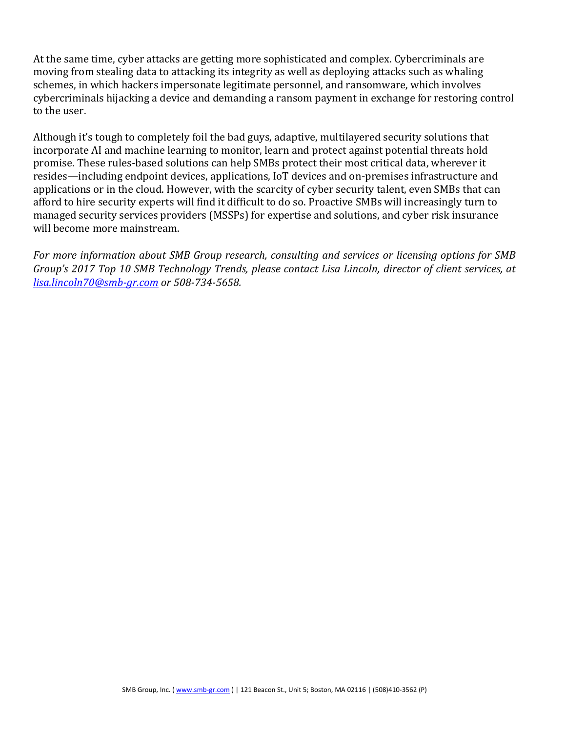At the same time, cyber attacks are getting more sophisticated and complex. Cybercriminals are moving from stealing data to attacking its integrity as well as deploying attacks such as whaling schemes, in which hackers impersonate legitimate personnel, and ransomware, which involves cybercriminals hijacking a device and demanding a ransom payment in exchange for restoring control to the user.

Although it's tough to completely foil the bad guys, adaptive, multilayered security solutions that incorporate AI and machine learning to monitor, learn and protect against potential threats hold promise. These rules-based solutions can help SMBs protect their most critical data, wherever it resides—including endpoint devices, applications, IoT devices and on-premises infrastructure and applications or in the cloud. However, with the scarcity of cyber security talent, even SMBs that can afford to hire security experts will find it difficult to do so. Proactive SMBs will increasingly turn to managed security services providers (MSSPs) for expertise and solutions, and cyber risk insurance will become more mainstream.

*For more information about SMB Group research, consulting and services or licensing options for SMB Group's 2017 Top 10 SMB Technology Trends, please contact Lisa Lincoln, director of client services, at [lisa.lincoln70@smb-gr.com](mailto:lisa.lincoln70@smb-gr.com) or 508-734-5658.*